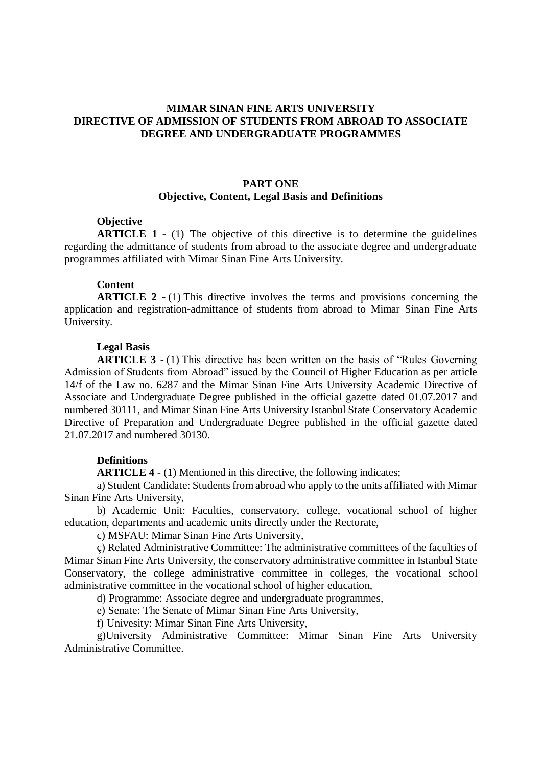# MIMAR SINAN FINE ARTS UNIVERSITY
# DIRECTIVE OF ADMISSION OF STUDENTS FROM ABROAD TO ASSOCIATE DEGREE AND UNDERGRADUATE PROGRAMMES

## PART ONE
## Objective, Content, Legal Basis and Definitions

**Objective**

**ARTICLE 1** - (1) The objective of this directive is to determine the guidelines regarding the admittance of students from abroad to the associate degree and undergraduate programmes affiliated with Mimar Sinan Fine Arts University.

**Content**

**ARTICLE 2 -** (1) This directive involves the terms and provisions concerning the application and registration-admittance of students from abroad to Mimar Sinan Fine Arts University.

**Legal Basis**

**ARTICLE 3 -** (1) This directive has been written on the basis of "Rules Governing Admission of Students from Abroad" issued by the Council of Higher Education as per article 14/f of the Law no. 6287 and the Mimar Sinan Fine Arts University Academic Directive of Associate and Undergraduate Degree published in the official gazette dated 01.07.2017 and numbered 30111, and Mimar Sinan Fine Arts University Istanbul State Conservatory Academic Directive of Preparation and Undergraduate Degree published in the official gazette dated 21.07.2017 and numbered 30130.

**Definitions**

**ARTICLE 4** - (1) Mentioned in this directive, the following indicates;

a) Student Candidate: Students from abroad who apply to the units affiliated with Mimar Sinan Fine Arts University,

b) Academic Unit: Faculties, conservatory, college, vocational school of higher education, departments and academic units directly under the Rectorate,

c) MSFAU: Mimar Sinan Fine Arts University,

ç) Related Administrative Committee: The administrative committees of the faculties of Mimar Sinan Fine Arts University, the conservatory administrative committee in Istanbul State Conservatory, the college administrative committee in colleges, the vocational school administrative committee in the vocational school of higher education,

d) Programme: Associate degree and undergraduate programmes,

e) Senate: The Senate of Mimar Sinan Fine Arts University,

f) Univesity: Mimar Sinan Fine Arts University,

g)University Administrative Committee: Mimar Sinan Fine Arts University Administrative Committee.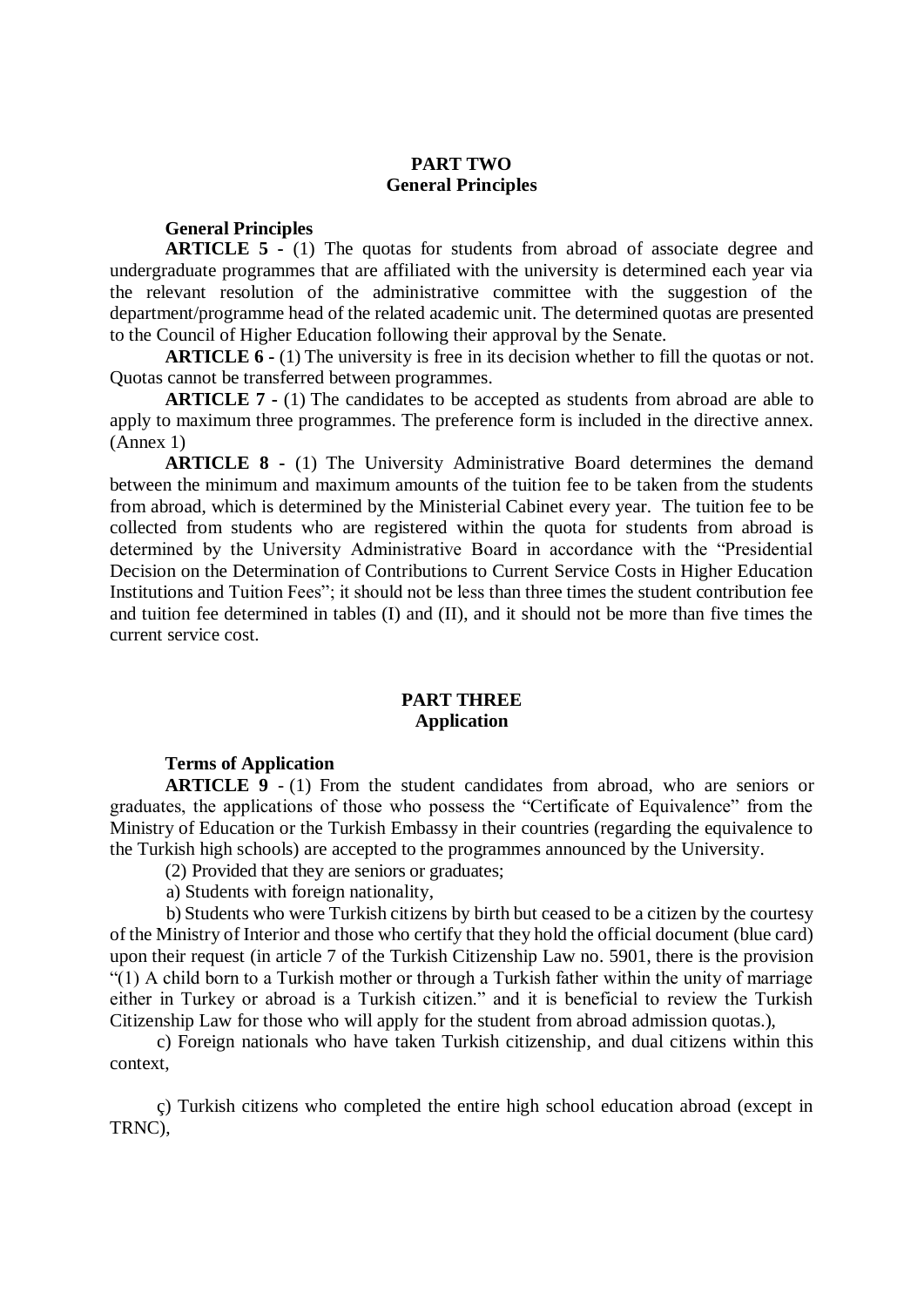## PART TWO
## General Principles

**General Principles**

**ARTICLE 5 -** (1) The quotas for students from abroad of associate degree and undergraduate programmes that are affiliated with the university is determined each year via the relevant resolution of the administrative committee with the suggestion of the department/programme head of the related academic unit. The determined quotas are presented to the Council of Higher Education following their approval by the Senate.

**ARTICLE 6 -** (1) The university is free in its decision whether to fill the quotas or not. Quotas cannot be transferred between programmes.

**ARTICLE 7 -** (1) The candidates to be accepted as students from abroad are able to apply to maximum three programmes. The preference form is included in the directive annex. (Annex 1)

**ARTICLE 8 -** (1) The University Administrative Board determines the demand between the minimum and maximum amounts of the tuition fee to be taken from the students from abroad, which is determined by the Ministerial Cabinet every year. The tuition fee to be collected from students who are registered within the quota for students from abroad is determined by the University Administrative Board in accordance with the "Presidential Decision on the Determination of Contributions to Current Service Costs in Higher Education Institutions and Tuition Fees"; it should not be less than three times the student contribution fee and tuition fee determined in tables (I) and (II), and it should not be more than five times the current service cost.

## PART THREE
## Application

**Terms of Application**

**ARTICLE 9** - (1) From the student candidates from abroad, who are seniors or graduates, the applications of those who possess the "Certificate of Equivalence" from the Ministry of Education or the Turkish Embassy in their countries (regarding the equivalence to the Turkish high schools) are accepted to the programmes announced by the University.

(2) Provided that they are seniors or graduates;

a) Students with foreign nationality,

b) Students who were Turkish citizens by birth but ceased to be a citizen by the courtesy of the Ministry of Interior and those who certify that they hold the official document (blue card) upon their request (in article 7 of the Turkish Citizenship Law no. 5901, there is the provision "(1) A child born to a Turkish mother or through a Turkish father within the unity of marriage either in Turkey or abroad is a Turkish citizen." and it is beneficial to review the Turkish Citizenship Law for those who will apply for the student from abroad admission quotas.),

c) Foreign nationals who have taken Turkish citizenship, and dual citizens within this context,

ç) Turkish citizens who completed the entire high school education abroad (except in TRNC),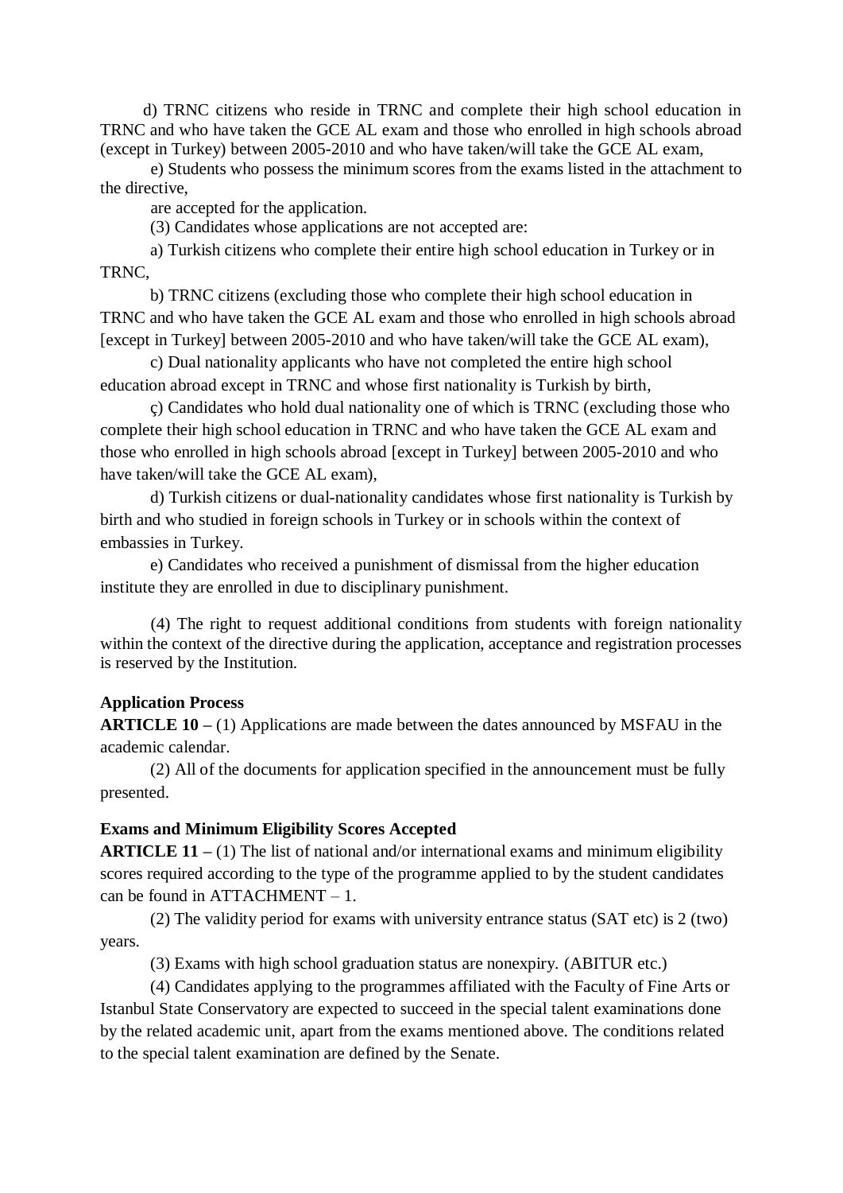d) TRNC citizens who reside in TRNC and complete their high school education in TRNC and who have taken the GCE AL exam and those who enrolled in high schools abroad (except in Turkey) between 2005-2010 and who have taken/will take the GCE AL exam,

e) Students who possess the minimum scores from the exams listed in the attachment to the directive,

are accepted for the application.

(3) Candidates whose applications are not accepted are:

a) Turkish citizens who complete their entire high school education in Turkey or in TRNC,

b) TRNC citizens (excluding those who complete their high school education in TRNC and who have taken the GCE AL exam and those who enrolled in high schools abroad [except in Turkey] between 2005-2010 and who have taken/will take the GCE AL exam),

c) Dual nationality applicants who have not completed the entire high school education abroad except in TRNC and whose first nationality is Turkish by birth,

ç) Candidates who hold dual nationality one of which is TRNC (excluding those who complete their high school education in TRNC and who have taken the GCE AL exam and those who enrolled in high schools abroad [except in Turkey] between 2005-2010 and who have taken/will take the GCE AL exam),

d) Turkish citizens or dual-nationality candidates whose first nationality is Turkish by birth and who studied in foreign schools in Turkey or in schools within the context of embassies in Turkey.

e) Candidates who received a punishment of dismissal from the higher education institute they are enrolled in due to disciplinary punishment.

(4) The right to request additional conditions from students with foreign nationality within the context of the directive during the application, acceptance and registration processes is reserved by the Institution.

**Application Process**

**ARTICLE 10 –** (1) Applications are made between the dates announced by MSFAU in the academic calendar.

(2) All of the documents for application specified in the announcement must be fully presented.

**Exams and Minimum Eligibility Scores Accepted**

**ARTICLE 11 –** (1) The list of national and/or international exams and minimum eligibility scores required according to the type of the programme applied to by the student candidates can be found in ATTACHMENT – 1.

(2) The validity period for exams with university entrance status (SAT etc) is 2 (two) years.

(3) Exams with high school graduation status are nonexpiry. (ABITUR etc.)

(4) Candidates applying to the programmes affiliated with the Faculty of Fine Arts or Istanbul State Conservatory are expected to succeed in the special talent examinations done by the related academic unit, apart from the exams mentioned above. The conditions related to the special talent examination are defined by the Senate.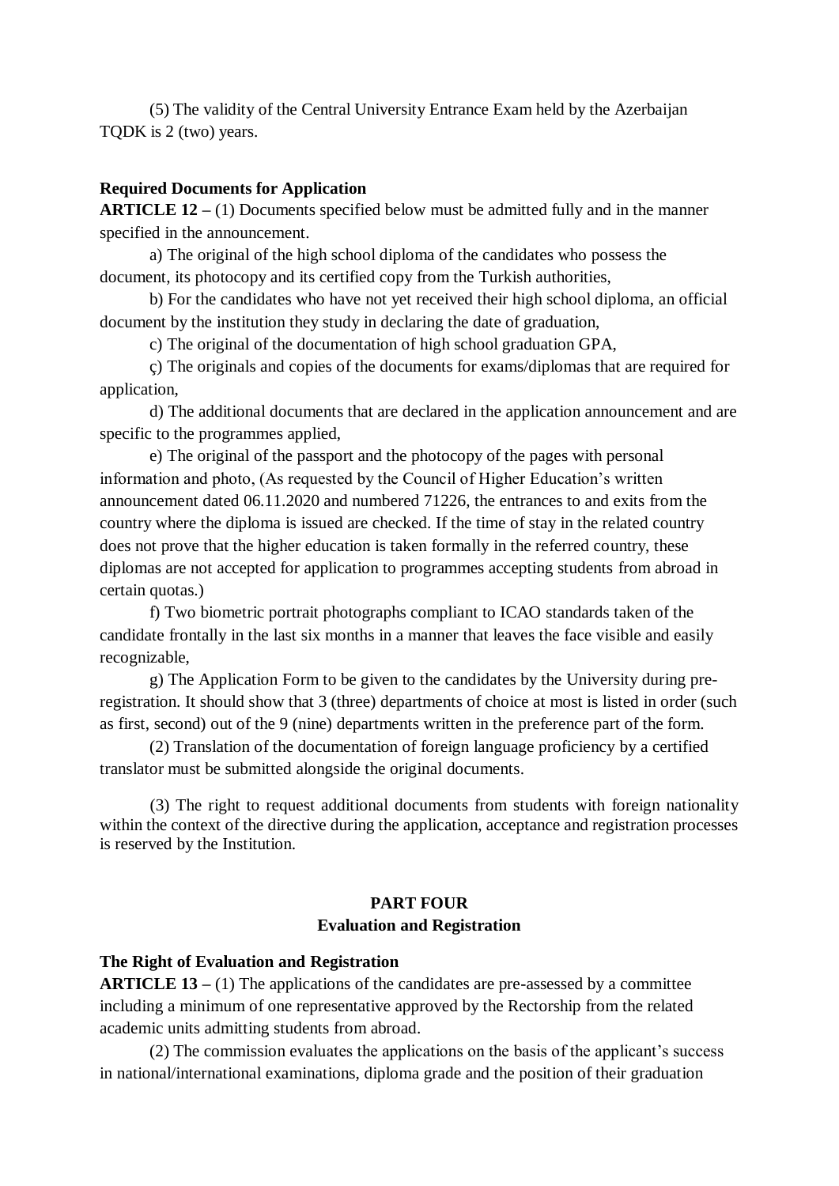(5) The validity of the Central University Entrance Exam held by the Azerbaijan TQDK is 2 (two) years.

**Required Documents for Application**

**ARTICLE 12 –** (1) Documents specified below must be admitted fully and in the manner specified in the announcement.

a) The original of the high school diploma of the candidates who possess the document, its photocopy and its certified copy from the Turkish authorities,

b) For the candidates who have not yet received their high school diploma, an official document by the institution they study in declaring the date of graduation,

c) The original of the documentation of high school graduation GPA,

ç) The originals and copies of the documents for exams/diplomas that are required for application,

d) The additional documents that are declared in the application announcement and are specific to the programmes applied,

e) The original of the passport and the photocopy of the pages with personal information and photo, (As requested by the Council of Higher Education's written announcement dated 06.11.2020 and numbered 71226, the entrances to and exits from the country where the diploma is issued are checked. If the time of stay in the related country does not prove that the higher education is taken formally in the referred country, these diplomas are not accepted for application to programmes accepting students from abroad in certain quotas.)

f) Two biometric portrait photographs compliant to ICAO standards taken of the candidate frontally in the last six months in a manner that leaves the face visible and easily recognizable,

g) The Application Form to be given to the candidates by the University during pre-registration. It should show that 3 (three) departments of choice at most is listed in order (such as first, second) out of the 9 (nine) departments written in the preference part of the form.

(2) Translation of the documentation of foreign language proficiency by a certified translator must be submitted alongside the original documents.

(3) The right to request additional documents from students with foreign nationality within the context of the directive during the application, acceptance and registration processes is reserved by the Institution.

## PART FOUR
## Evaluation and Registration

**The Right of Evaluation and Registration**

**ARTICLE 13 –** (1) The applications of the candidates are pre-assessed by a committee including a minimum of one representative approved by the Rectorship from the related academic units admitting students from abroad.

(2) The commission evaluates the applications on the basis of the applicant's success in national/international examinations, diploma grade and the position of their graduation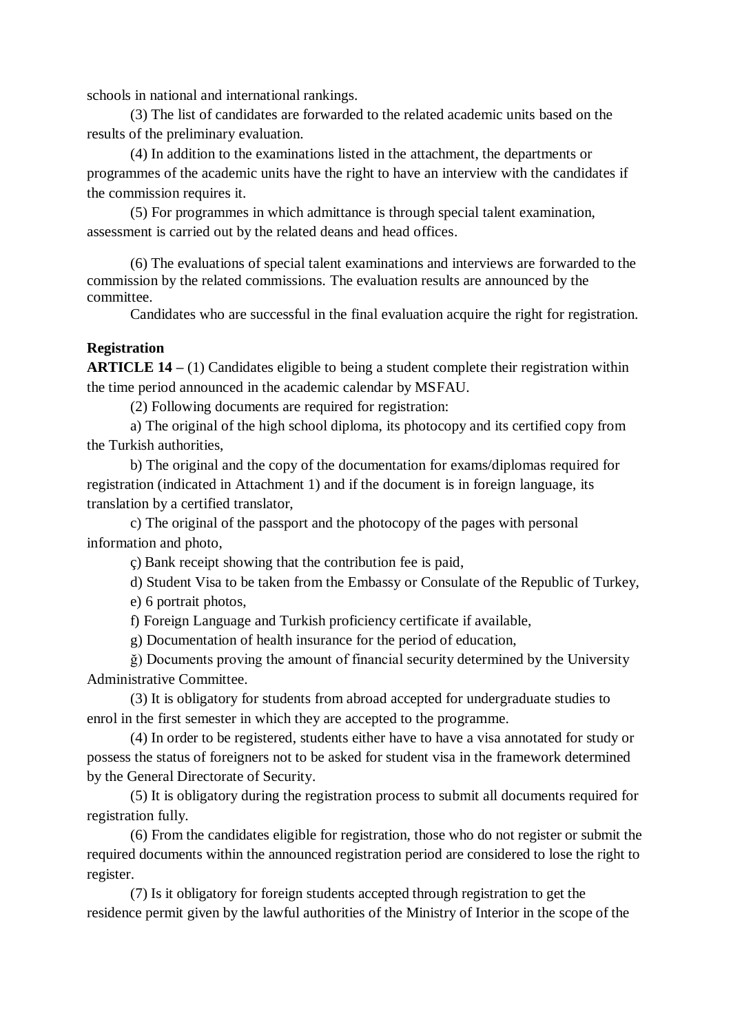schools in national and international rankings.

(3) The list of candidates are forwarded to the related academic units based on the results of the preliminary evaluation.

(4) In addition to the examinations listed in the attachment, the departments or programmes of the academic units have the right to have an interview with the candidates if the commission requires it.

(5) For programmes in which admittance is through special talent examination, assessment is carried out by the related deans and head offices.

(6) The evaluations of special talent examinations and interviews are forwarded to the commission by the related commissions. The evaluation results are announced by the committee.

Candidates who are successful in the final evaluation acquire the right for registration.

**Registration**

**ARTICLE 14 –** (1) Candidates eligible to being a student complete their registration within the time period announced in the academic calendar by MSFAU.

(2) Following documents are required for registration:

a) The original of the high school diploma, its photocopy and its certified copy from the Turkish authorities,

b) The original and the copy of the documentation for exams/diplomas required for registration (indicated in Attachment 1) and if the document is in foreign language, its translation by a certified translator,

c) The original of the passport and the photocopy of the pages with personal information and photo,

ç) Bank receipt showing that the contribution fee is paid,

d) Student Visa to be taken from the Embassy or Consulate of the Republic of Turkey,

e) 6 portrait photos,

f) Foreign Language and Turkish proficiency certificate if available,

g) Documentation of health insurance for the period of education,

ğ) Documents proving the amount of financial security determined by the University Administrative Committee.

(3) It is obligatory for students from abroad accepted for undergraduate studies to enrol in the first semester in which they are accepted to the programme.

(4) In order to be registered, students either have to have a visa annotated for study or possess the status of foreigners not to be asked for student visa in the framework determined by the General Directorate of Security.

(5) It is obligatory during the registration process to submit all documents required for registration fully.

(6) From the candidates eligible for registration, those who do not register or submit the required documents within the announced registration period are considered to lose the right to register.

(7) Is it obligatory for foreign students accepted through registration to get the residence permit given by the lawful authorities of the Ministry of Interior in the scope of the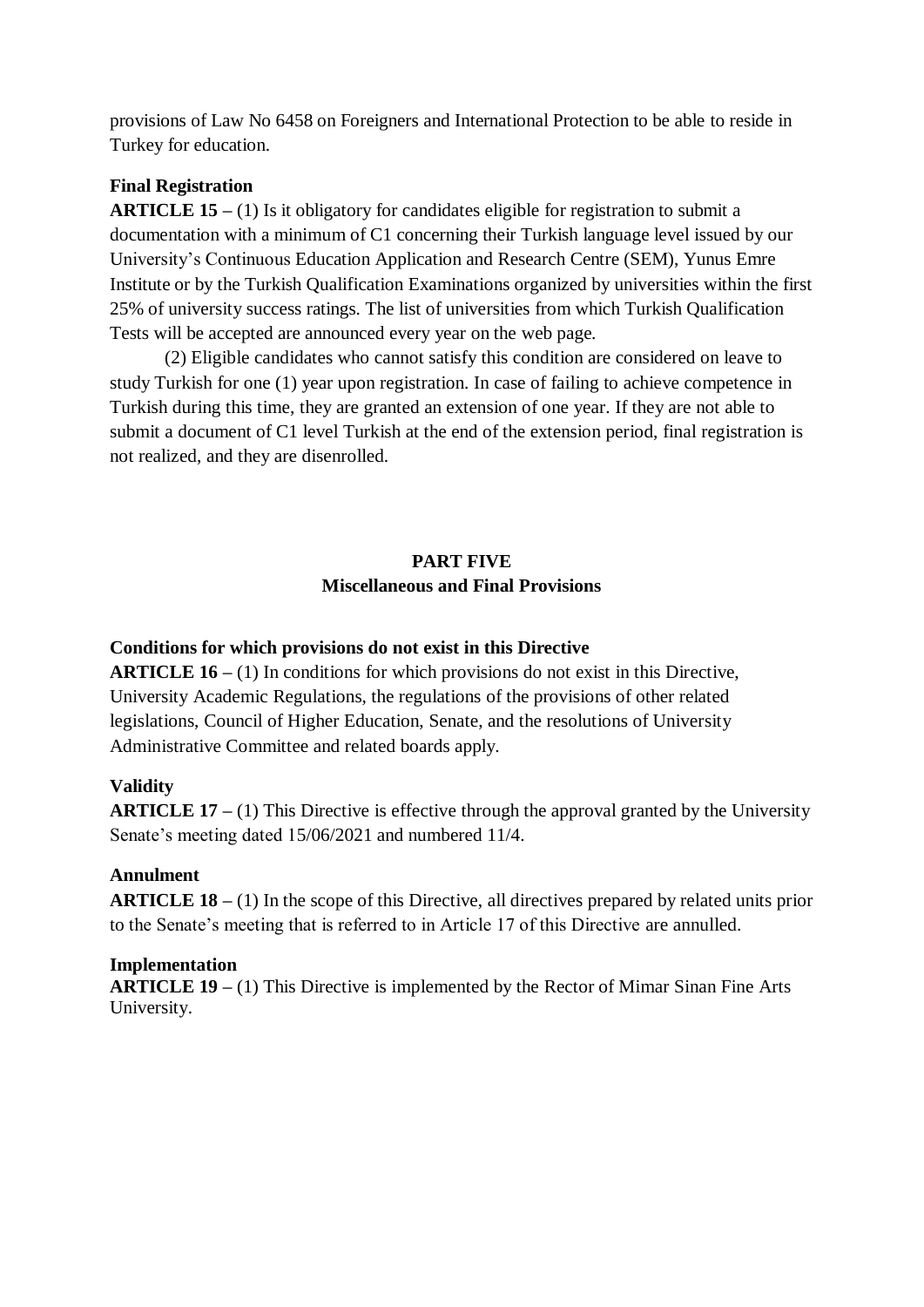provisions of Law No 6458 on Foreigners and International Protection to be able to reside in Turkey for education.

**Final Registration**

**ARTICLE 15 –** (1) Is it obligatory for candidates eligible for registration to submit a documentation with a minimum of C1 concerning their Turkish language level issued by our University's Continuous Education Application and Research Centre (SEM), Yunus Emre Institute or by the Turkish Qualification Examinations organized by universities within the first 25% of university success ratings. The list of universities from which Turkish Qualification Tests will be accepted are announced every year on the web page.

(2) Eligible candidates who cannot satisfy this condition are considered on leave to study Turkish for one (1) year upon registration. In case of failing to achieve competence in Turkish during this time, they are granted an extension of one year. If they are not able to submit a document of C1 level Turkish at the end of the extension period, final registration is not realized, and they are disenrolled.

## PART FIVE
## Miscellaneous and Final Provisions

**Conditions for which provisions do not exist in this Directive**

**ARTICLE 16 –** (1) In conditions for which provisions do not exist in this Directive, University Academic Regulations, the regulations of the provisions of other related legislations, Council of Higher Education, Senate, and the resolutions of University Administrative Committee and related boards apply.

**Validity**

**ARTICLE 17 –** (1) This Directive is effective through the approval granted by the University Senate's meeting dated 15/06/2021 and numbered 11/4.

**Annulment**

**ARTICLE 18 –** (1) In the scope of this Directive, all directives prepared by related units prior to the Senate's meeting that is referred to in Article 17 of this Directive are annulled.

**Implementation**

**ARTICLE 19 –** (1) This Directive is implemented by the Rector of Mimar Sinan Fine Arts University.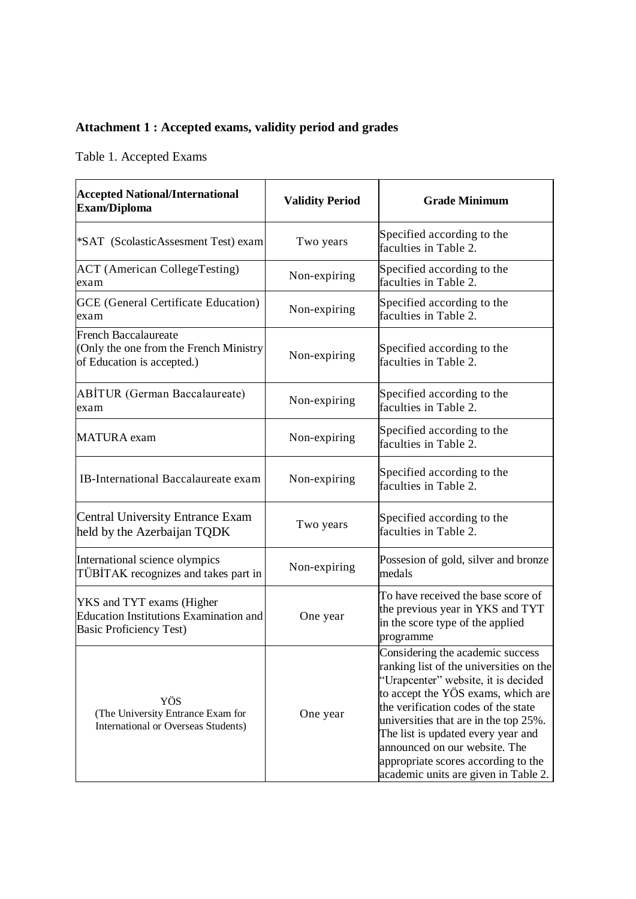**Attachment 1 : Accepted exams, validity period and grades**

Table 1. Accepted Exams

| Accepted National/International Exam/Diploma | Validity Period | Grade Minimum |
|---|---|---|
| *SAT (ScolasticAssesment Test) exam | Two years | Specified according to the faculties in Table 2. |
| ACT (American CollegeTesting) exam | Non-expiring | Specified according to the faculties in Table 2. |
| GCE (General Certificate Education) exam | Non-expiring | Specified according to the faculties in Table 2. |
| French Baccalaureate (Only the one from the French Ministry of Education is accepted.) | Non-expiring | Specified according to the faculties in Table 2. |
| ABİTUR (German Baccalaureate) exam | Non-expiring | Specified according to the faculties in Table 2. |
| MATURA exam | Non-expiring | Specified according to the faculties in Table 2. |
| IB-International Baccalaureate exam | Non-expiring | Specified according to the faculties in Table 2. |
| Central University Entrance Exam held by the Azerbaijan TQDK | Two years | Specified according to the faculties in Table 2. |
| International science olympics TÜBİTAK recognizes and takes part in | Non-expiring | Possesion of gold, silver and bronze medals |
| YKS and TYT exams (Higher Education Institutions Examination and Basic Proficiency Test) | One year | To have received the base score of the previous year in YKS and TYT in the score type of the applied programme |
| YÖS (The University Entrance Exam for International or Overseas Students) | One year | Considering the academic success ranking list of the universities on the "Urapcenter" website, it is decided to accept the YÖS exams, which are the verification codes of the state universities that are in the top 25%. The list is updated every year and announced on our website. The appropriate scores according to the academic units are given in Table 2. |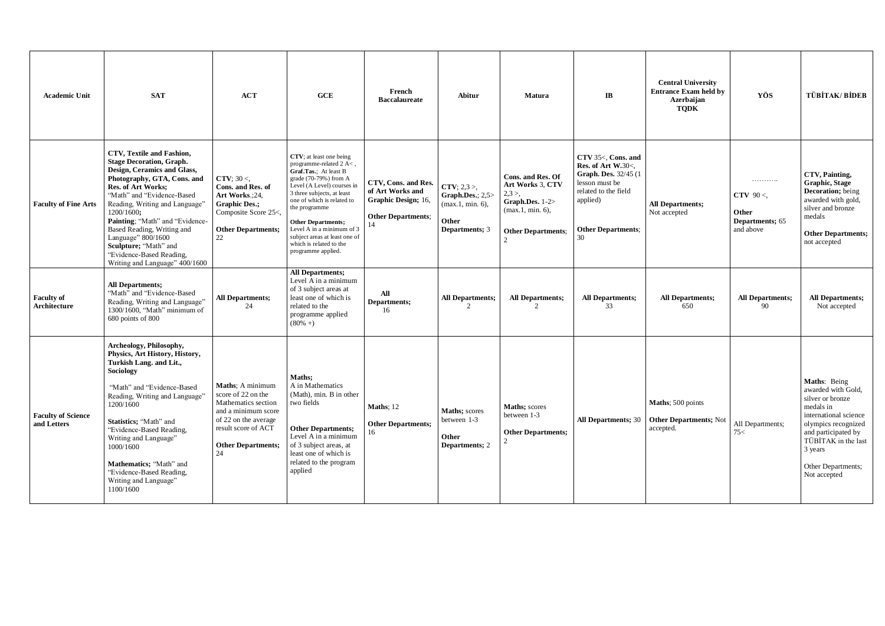| Academic Unit | SAT | ACT | GCE | French Baccalaureate | Abitur | Matura | IB | Central University Entrance Exam held by Azerbaijan TQDK | YÖS | TÜBİTAK/ BİDEB |
|---|---|---|---|---|---|---|---|---|---|---|
| Faculty of Fine Arts | **CTV, Textile and Fashion, Stage Decoration, Graph. Design, Ceramics and Glass, Photography, GTA, Cons. and Res. of Art Works;** "Math" and "Evidence-Based Reading, Writing and Language" 1200/1600**;** **Painting**; "Math" and "Evidence-Based Reading, Writing and Language" 800/1600 **Sculpture;** "Math" and "Evidence-Based Reading, Writing and Language" 400/1600 | **CTV**; 30 <, **Cons. and Res. of Art Works**.;24, **Graphic Des.;** Composite Score 25<, **Other Departments;** 22 | **CTV**; at least one being programme-related 2 A< , **Graf.Tas.**; At least B grade (70-79%) from A Level (A Level) courses in 3 three subjects, at least one of which is related to the programme **Other Departments;** Level A in a minimum of 3 subject areas at least one of which is related to the programme applied. | **CTV, Cons. and Res. of Art Works and Graphic Design;** 16, **Other Departments**; 14 | **CTV**; 2,3 >, **Graph.Des.**; 2,5> (max.1, min. 6), **Other Departments**; 3 | **Cons. and Res. Of Art Works** 3, **CTV** 2,3 >, **Graph.Des.** 1-2> (max.1, min. 6), **Other Departments**; 2 | **CTV** 35<, **Cons. and Res. of Art W.**30<, **Graph. Des.** 32/45 (1 lesson must be related to the field applied) **Other Departments**; 30 | **All Departments;** Not accepted | ……….. **CTV** 90 <, **Other Departments;** 65 and above | **CTV, Painting, Graphic, Stage Decoration;** being awarded with gold, silver and bronze medals **Other Departments;** not accepted |
| Faculty of Architecture | **All Departments;** "Math" and "Evidence-Based Reading, Writing and Language" 1300/1600, "Math" minimum of 680 points of 800 | **All Departments;** 24 | **All Departments;** Level A in a minimum of 3 subject areas at least one of which is related to the programme applied (80% +) | **All Departments;** 16 | **All Departments;** 2 | **All Departments;** 2 | **All Departments;** 33 | **All Departments;** 650 | **All Departments;** 90 | **All Departments;** Not accepted |
| Faculty of Science and Letters | **Archeology, Philosophy, Physics, Art History, History, Turkish Lang. and Lit., Sociology** "Math" and "Evidence-Based Reading, Writing and Language" 1200/1600 **Statistics;** "Math" and "Evidence-Based Reading, Writing and Language" 1000/1600 **Mathematics;** "Math" and "Evidence-Based Reading, Writing and Language" 1100/1600 | **Maths**; A minimum score of 22 on the Mathematics section and a minimum score of 22 on the average result score of ACT **Other Departments;** 24 | **Maths;** A in Mathematics (Math), min. B in other two fields **Other Departments;** Level A in a minimum of 3 subject areas, at least one of which is related to the program applied | **Maths**; 12 **Other Departments;** 16 | **Maths;** scores between 1-3 **Other Departments;** 2 | **Maths;** scores between 1-3 **Other Departments;** 2 | **All Departments;** 30 | **Maths**; 500 points **Other Departments;** Not accepted. | All Departments; 75< | **Maths**: Being awarded with Gold, silver or bronze medals in international science olympics recognized and participated by TÜBİTAK in the last 3 years Other Departments; Not accepted |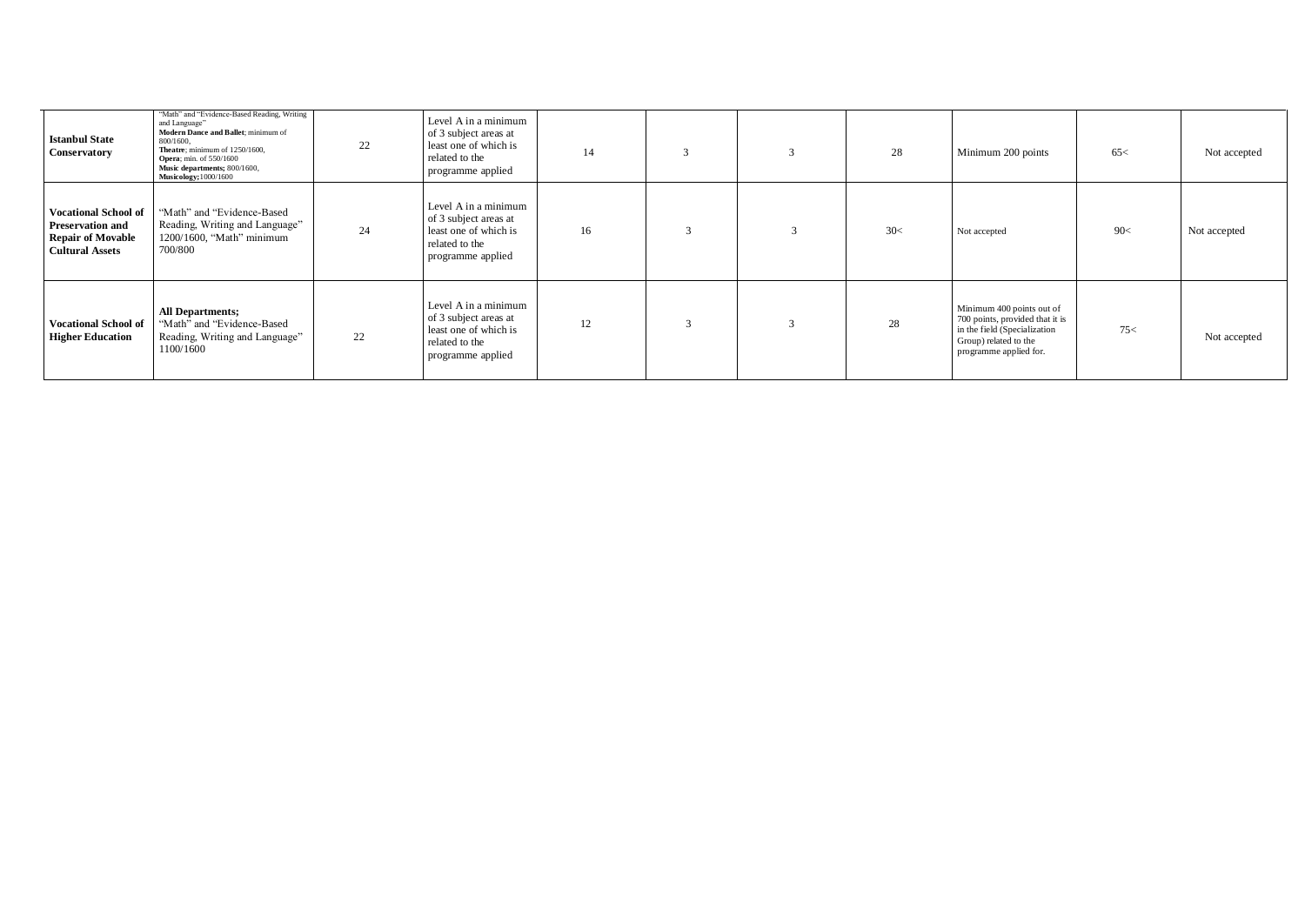| | | | | | | | | | | |
|---|---|---|---|---|---|---|---|---|---|---|
| **Istanbul State Conservatory** | "Math" and "Evidence-Based Reading, Writing and Language" **Modern Dance and Ballet**; minimum of 800/1600, **Theatre**; minimum of 1250/1600, **Opera**; min. of 550/1600 **Music departments;** 800/1600, **Musicology;**1000/1600 | 22 | Level A in a minimum of 3 subject areas at least one of which is related to the programme applied | 14 | 3 | 3 | 28 | Minimum 200 points | 65< | Not accepted |
| **Vocational School of Preservation and Repair of Movable Cultural Assets** | "Math" and "Evidence-Based Reading, Writing and Language" 1200/1600, "Math" minimum 700/800 | 24 | Level A in a minimum of 3 subject areas at least one of which is related to the programme applied | 16 | 3 | 3 | 30< | Not accepted | 90< | Not accepted |
| **Vocational School of Higher Education** | **All Departments;** "Math" and "Evidence-Based Reading, Writing and Language" 1100/1600 | 22 | Level A in a minimum of 3 subject areas at least one of which is related to the programme applied | 12 | 3 | 3 | 28 | Minimum 400 points out of 700 points, provided that it is in the field (Specialization Group) related to the programme applied for. | 75< | Not accepted |